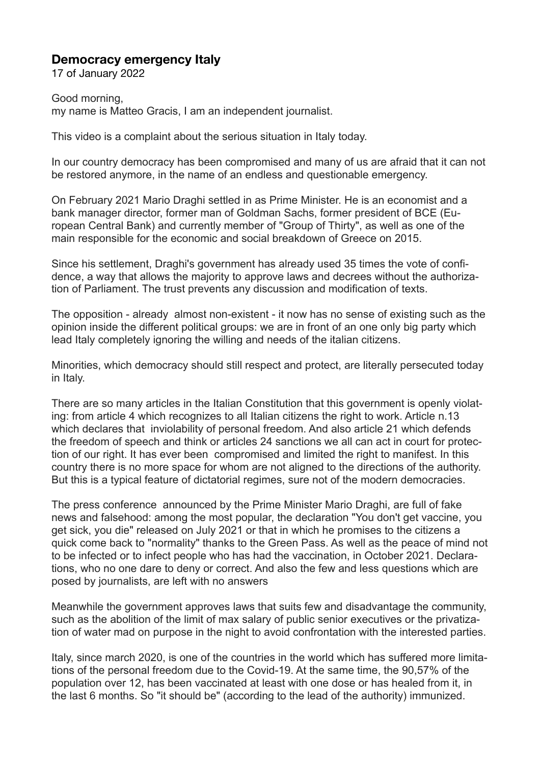## Democracy emergency Italy

17 of January 2022

Good morning,
my name is Matteo Gracis, I am an independent journalist.

This video is a complaint about the serious situation in Italy today.

In our country democracy has been compromised and many of us are afraid that it can not be restored anymore, in the name of an endless and questionable emergency.

On February 2021 Mario Draghi settled in as Prime Minister. He is an economist and a bank manager director, former man of Goldman Sachs, former president of BCE (European Central Bank) and currently member of "Group of Thirty", as well as one of the main responsible for the economic and social breakdown of Greece on 2015.

Since his settlement, Draghi's government has already used 35 times the vote of confidence, a way that allows the majority to approve laws and decrees without the authorization of Parliament. The trust prevents any discussion and modification of texts.

The opposition - already almost non-existent - it now has no sense of existing such as the opinion inside the different political groups: we are in front of an one only big party which lead Italy completely ignoring the willing and needs of the italian citizens.

Minorities, which democracy should still respect and protect, are literally persecuted today in Italy.

There are so many articles in the Italian Constitution that this government is openly violating: from article 4 which recognizes to all Italian citizens the right to work. Article n.13 which declares that inviolability of personal freedom. And also article 21 which defends the freedom of speech and think or articles 24 sanctions we all can act in court for protection of our right. It has ever been compromised and limited the right to manifest. In this country there is no more space for whom are not aligned to the directions of the authority. But this is a typical feature of dictatorial regimes, sure not of the modern democracies.

The press conference announced by the Prime Minister Mario Draghi, are full of fake news and falsehood: among the most popular, the declaration "You don't get vaccine, you get sick, you die" released on July 2021 or that in which he promises to the citizens a quick come back to "normality" thanks to the Green Pass. As well as the peace of mind not to be infected or to infect people who has had the vaccination, in October 2021. Declarations, who no one dare to deny or correct. And also the few and less questions which are posed by journalists, are left with no answers

Meanwhile the government approves laws that suits few and disadvantage the community, such as the abolition of the limit of max salary of public senior executives or the privatization of water mad on purpose in the night to avoid confrontation with the interested parties.

Italy, since march 2020, is one of the countries in the world which has suffered more limitations of the personal freedom due to the Covid-19. At the same time, the 90,57% of the population over 12, has been vaccinated at least with one dose or has healed from it, in the last 6 months. So "it should be" (according to the lead of the authority) immunized.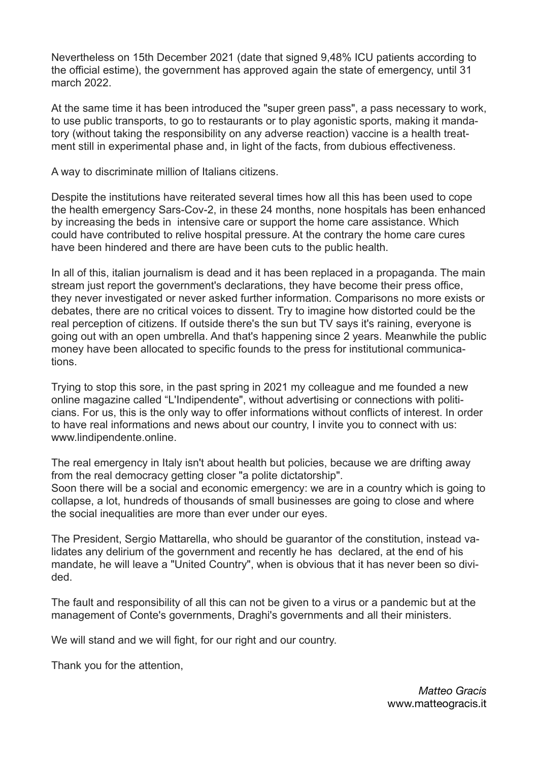Nevertheless on 15th December 2021 (date that signed 9,48% ICU patients according to the official estime), the government has approved again the state of emergency, until 31 march 2022.

At the same time it has been introduced the "super green pass", a pass necessary to work, to use public transports, to go to restaurants or to play agonistic sports, making it mandatory (without taking the responsibility on any adverse reaction) vaccine is a health treatment still in experimental phase and, in light of the facts, from dubious effectiveness.

A way to discriminate million of Italians citizens.

Despite the institutions have reiterated several times how all this has been used to cope the health emergency Sars-Cov-2, in these 24 months, none hospitals has been enhanced by increasing the beds in intensive care or support the home care assistance. Which could have contributed to relive hospital pressure. At the contrary the home care cures have been hindered and there are have been cuts to the public health.

In all of this, italian journalism is dead and it has been replaced in a propaganda. The main stream just report the government's declarations, they have become their press office, they never investigated or never asked further information. Comparisons no more exists or debates, there are no critical voices to dissent. Try to imagine how distorted could be the real perception of citizens. If outside there's the sun but TV says it's raining, everyone is going out with an open umbrella. And that's happening since 2 years. Meanwhile the public money have been allocated to specific founds to the press for institutional communications.

Trying to stop this sore, in the past spring in 2021 my colleague and me founded a new online magazine called "L'Indipendente", without advertising or connections with politicians. For us, this is the only way to offer informations without conflicts of interest. In order to have real informations and news about our country, I invite you to connect with us: www.lindipendente.online.

The real emergency in Italy isn't about health but policies, because we are drifting away from the real democracy getting closer "a polite dictatorship".
Soon there will be a social and economic emergency: we are in a country which is going to collapse, a lot, hundreds of thousands of small businesses are going to close and where the social inequalities are more than ever under our eyes.

The President, Sergio Mattarella, who should be guarantor of the constitution, instead validates any delirium of the government and recently he has declared, at the end of his mandate, he will leave a "United Country", when is obvious that it has never been so divided.

The fault and responsibility of all this can not be given to a virus or a pandemic but at the management of Conte's governments, Draghi's governments and all their ministers.

We will stand and we will fight, for our right and our country.

Thank you for the attention,

*Matteo Gracis*
www.matteogracis.it